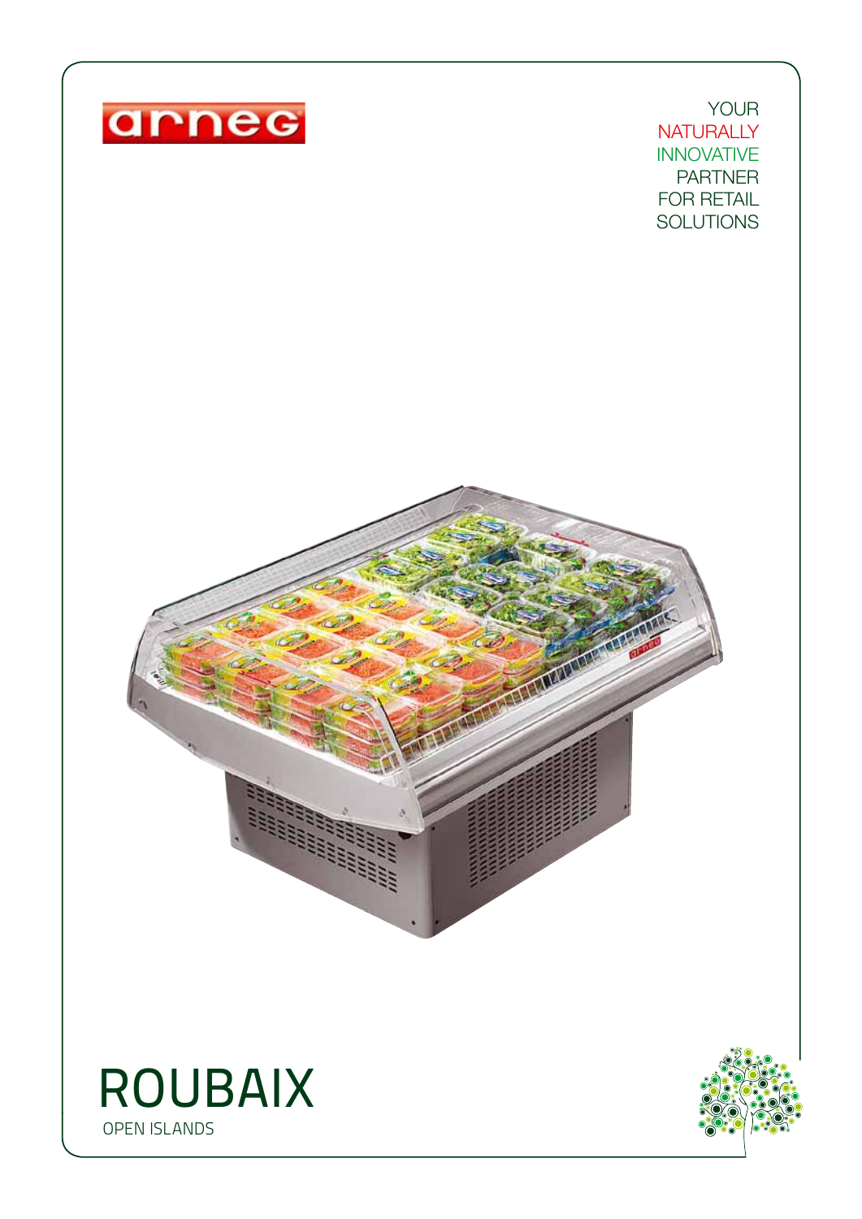arneg

YOUR
NATURALLY
INNOVATIVE
PARTNER
FOR RETAIL
SOLUTIONS

# ROUBAIX

OPEN ISLANDS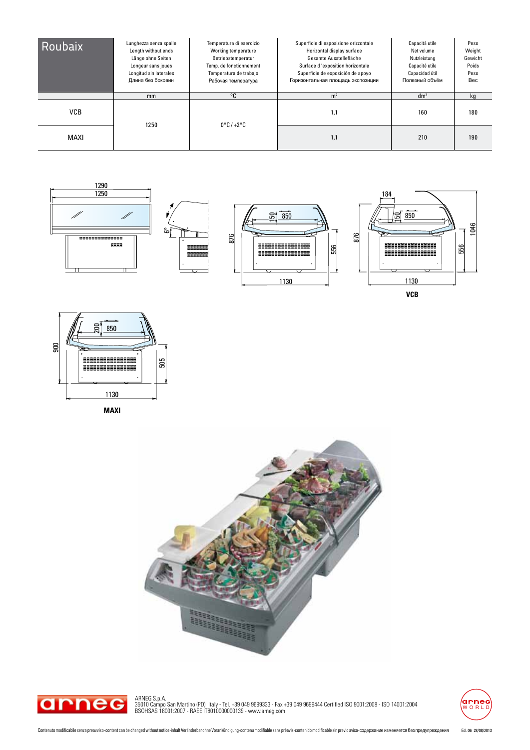| Roubaix | Lunghezza senza spalle<br>Length without ends<br>Länge ohne Seiten<br>Longeur sans joues<br>Longitud sin laterales<br>Длина без боковин | Temperatura di esercizio<br>Working temperature<br>Betriebstemperatur<br>Temp. de fonctionnement<br>Temperatura de trabajo<br>Рабочая температура | Superficie di esposizione orizzontale<br>Horizontal display surface<br>Gesamte Ausstellfläche<br>Surface d 'exposition horizontale<br>Superficie de exposición de apoyo<br>Горизонтальная площадь экспозиции | Capacità utile<br>Net volume<br>Nutzleistung<br>Capacité utile<br>Capacidad útil<br>Полезный объём | Peso<br>Weight<br>Gewicht<br>Poids<br>Peso<br>Вес |
|---|---|---|---|---|---|
| | mm | °C | m² | dm³ | kg |
| VCB | 1250 | 0°C / +2°C | 1,1 | 160 | 180 |
| MAXI | 1250 | 0°C / +2°C | 1,1 | 210 | 190 |

1290
1250
6°
876
150
850
556
1130
184
150
850
876
556
1046
1130
**VCB**

900
200
850
505
1130
**MAXI**

ARNEG S.p.A.
35010 Campo San Martino (PD) Italy - Tel. +39 049 9699333 - Fax +39 049 9699444 Certified ISO 9001:2008 - ISO 14001:2004
BSOHSAS 18001:2007 - RAEE IT8010000000139 - www.arneg.com

Contenuto modificabile senza preavviso-content can be changed without notice-inhalt Veränderbar ohne Vorankündigung-contenu modifiable sans préavis-contenido modificable sin previo aviso-содержание изменяется без предупреждения

Ed. 06 28/08/2013